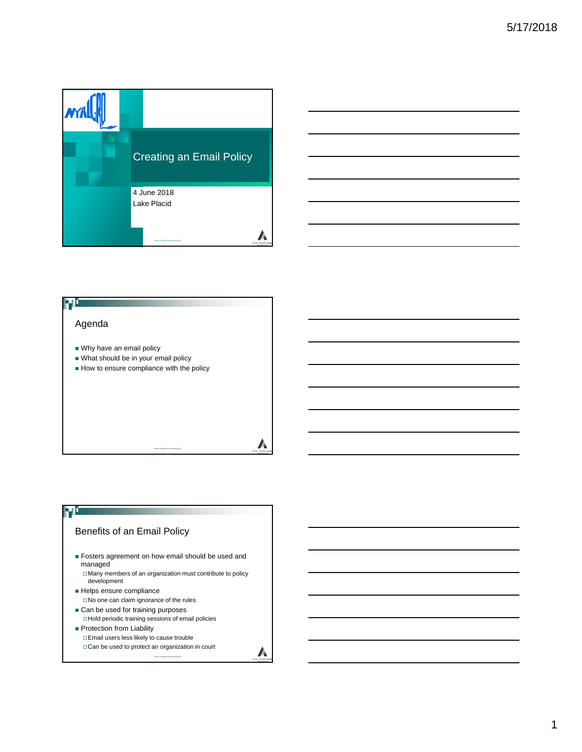# Creating an Email Policy

4 June 2018
Lake Placid

## Agenda

- Why have an email policy
- What should be in your email policy
- How to ensure compliance with the policy

## Benefits of an Email Policy

- Fosters agreement on how email should be used and managed
  - Many members of an organization must contribute to policy development
- Helps ensure compliance
  - No one can claim ignorance of the rules
- Can be used for training purposes
  - Hold periodic training sessions of email policies
- Protection from Liability
  - Email users less likely to cause trouble
  - Can be used to protect an organization in court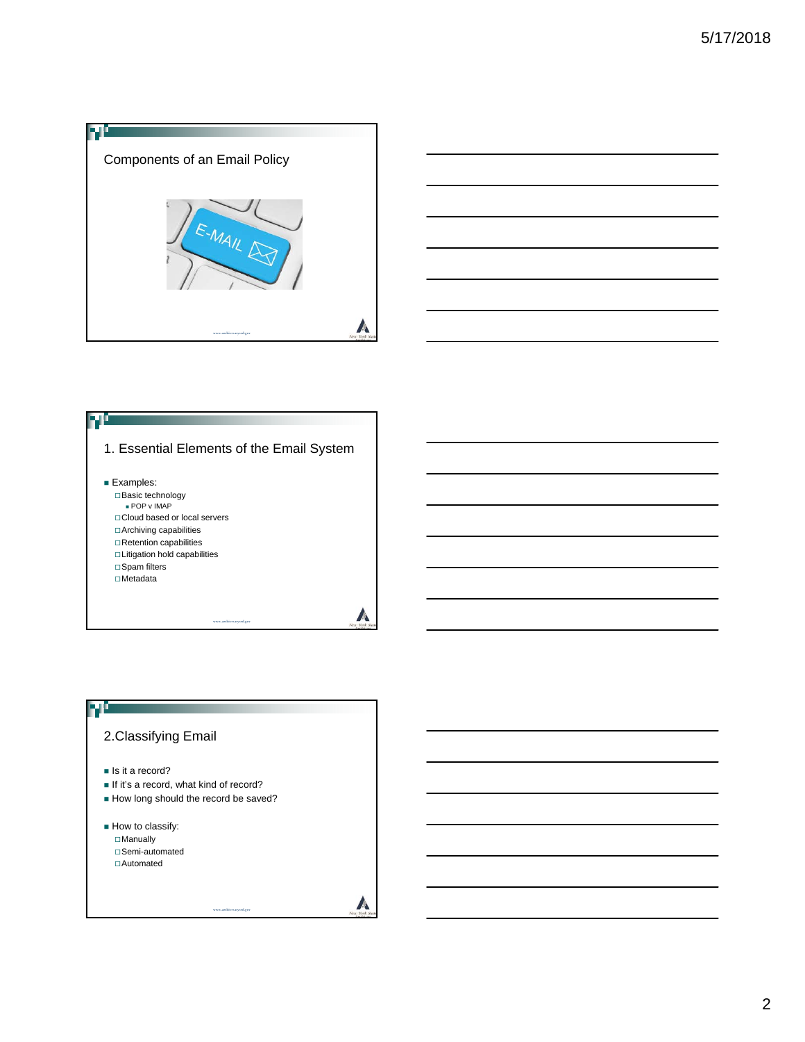## Components of an Email Policy

## 1. Essential Elements of the Email System

- Examples:
  - Basic technology
    - POP v IMAP
  - Cloud based or local servers
  - Archiving capabilities
  - Retention capabilities
  - Litigation hold capabilities
  - Spam filters
  - Metadata

## 2.Classifying Email

- Is it a record?
- If it's a record, what kind of record?
- How long should the record be saved?

- How to classify:
  - Manually
  - Semi-automated
  - Automated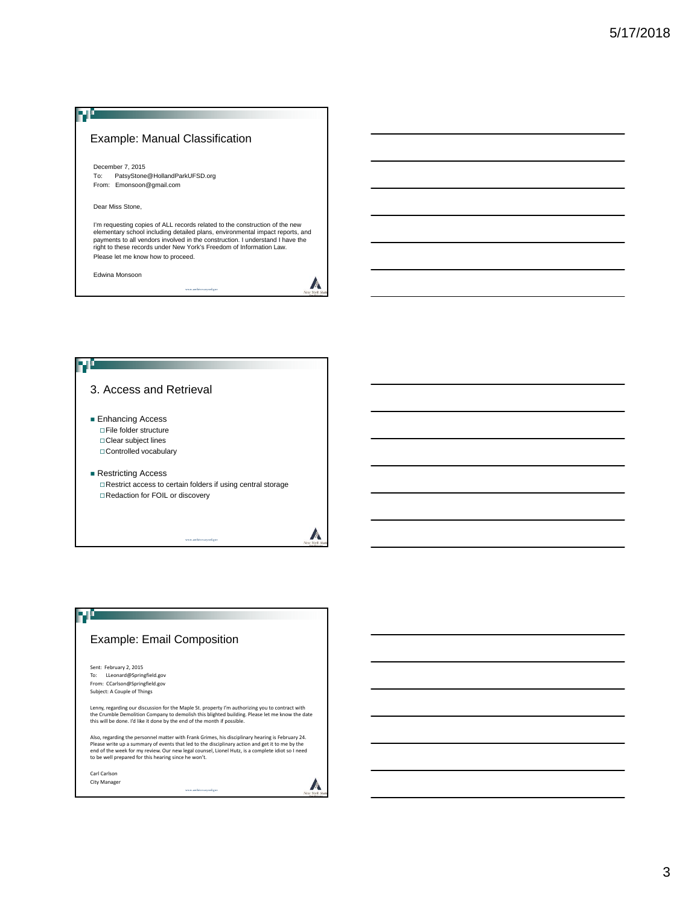## Example: Manual Classification

December 7, 2015
To: PatsyStone@HollandParkUFSD.org
From: Emonsoon@gmail.com

Dear Miss Stone,

I'm requesting copies of ALL records related to the construction of the new elementary school including detailed plans, environmental impact reports, and payments to all vendors involved in the construction. I understand I have the right to these records under New York's Freedom of Information Law.

Please let me know how to proceed.

Edwina Monsoon

## 3. Access and Retrieval

- Enhancing Access
  - File folder structure
  - Clear subject lines
  - Controlled vocabulary
- Restricting Access
  - Restrict access to certain folders if using central storage
  - Redaction for FOIL or discovery

## Example: Email Composition

Sent: February 2, 2015
To: LLeonard@Springfield.gov
From: CCarlson@Springfield.gov
Subject: A Couple of Things

Lenny, regarding our discussion for the Maple St. property I'm authorizing you to contract with the Crumble Demolition Company to demolish this blighted building. Please let me know the date this will be done. I'd like it done by the end of the month if possible.

Also, regarding the personnel matter with Frank Grimes, his disciplinary hearing is February 24. Please write up a summary of events that led to the disciplinary action and get it to me by the end of the week for my review. Our new legal counsel, Lionel Hutz, is a complete idiot so I need to be well prepared for this hearing since he won't.

Carl Carlson
City Manager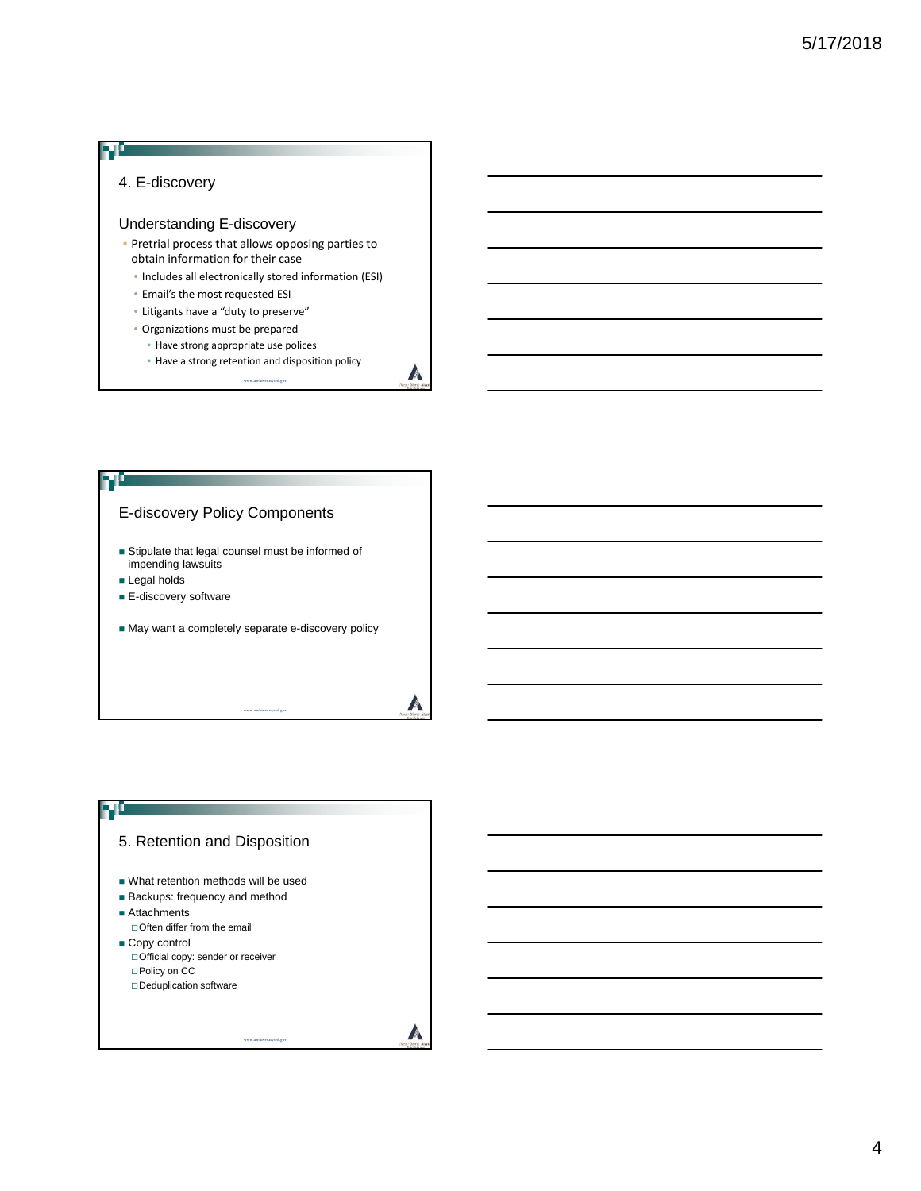## 4. E-discovery

### Understanding E-discovery

- Pretrial process that allows opposing parties to obtain information for their case
  - Includes all electronically stored information (ESI)
  - Email's the most requested ESI
  - Litigants have a "duty to preserve"
  - Organizations must be prepared
    - Have strong appropriate use polices
    - Have a strong retention and disposition policy

## E-discovery Policy Components

- Stipulate that legal counsel must be informed of impending lawsuits
- Legal holds
- E-discovery software
- May want a completely separate e-discovery policy

## 5. Retention and Disposition

- What retention methods will be used
- Backups: frequency and method
- Attachments
  - Often differ from the email
- Copy control
  - Official copy: sender or receiver
  - Policy on CC
  - Deduplication software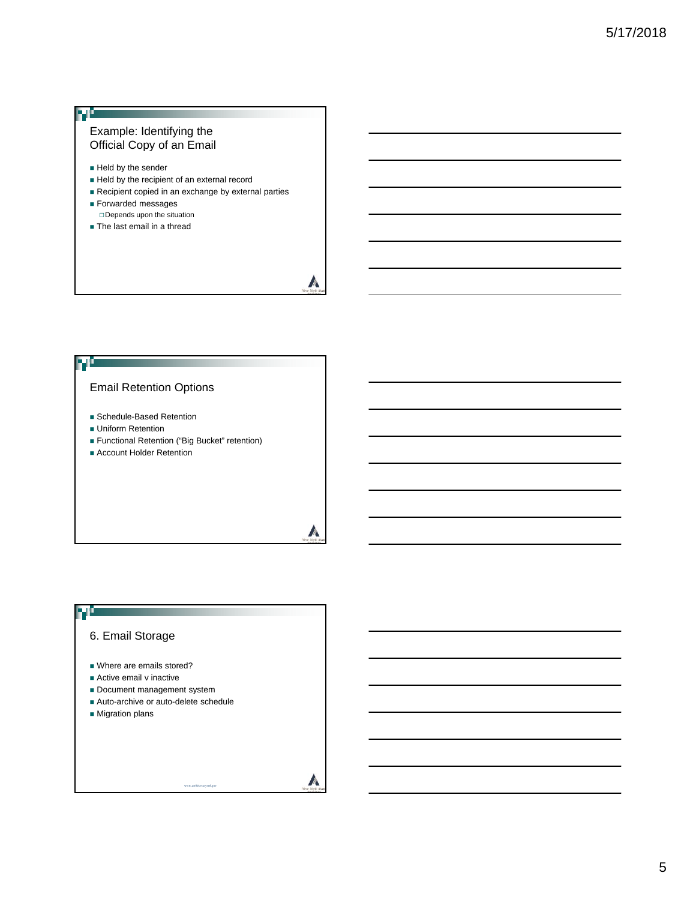## Example: Identifying the Official Copy of an Email

- Held by the sender
- Held by the recipient of an external record
- Recipient copied in an exchange by external parties
- Forwarded messages
  - Depends upon the situation
- The last email in a thread

## Email Retention Options

- Schedule-Based Retention
- Uniform Retention
- Functional Retention ("Big Bucket" retention)
- Account Holder Retention

## 6. Email Storage

- Where are emails stored?
- Active email v inactive
- Document management system
- Auto-archive or auto-delete schedule
- Migration plans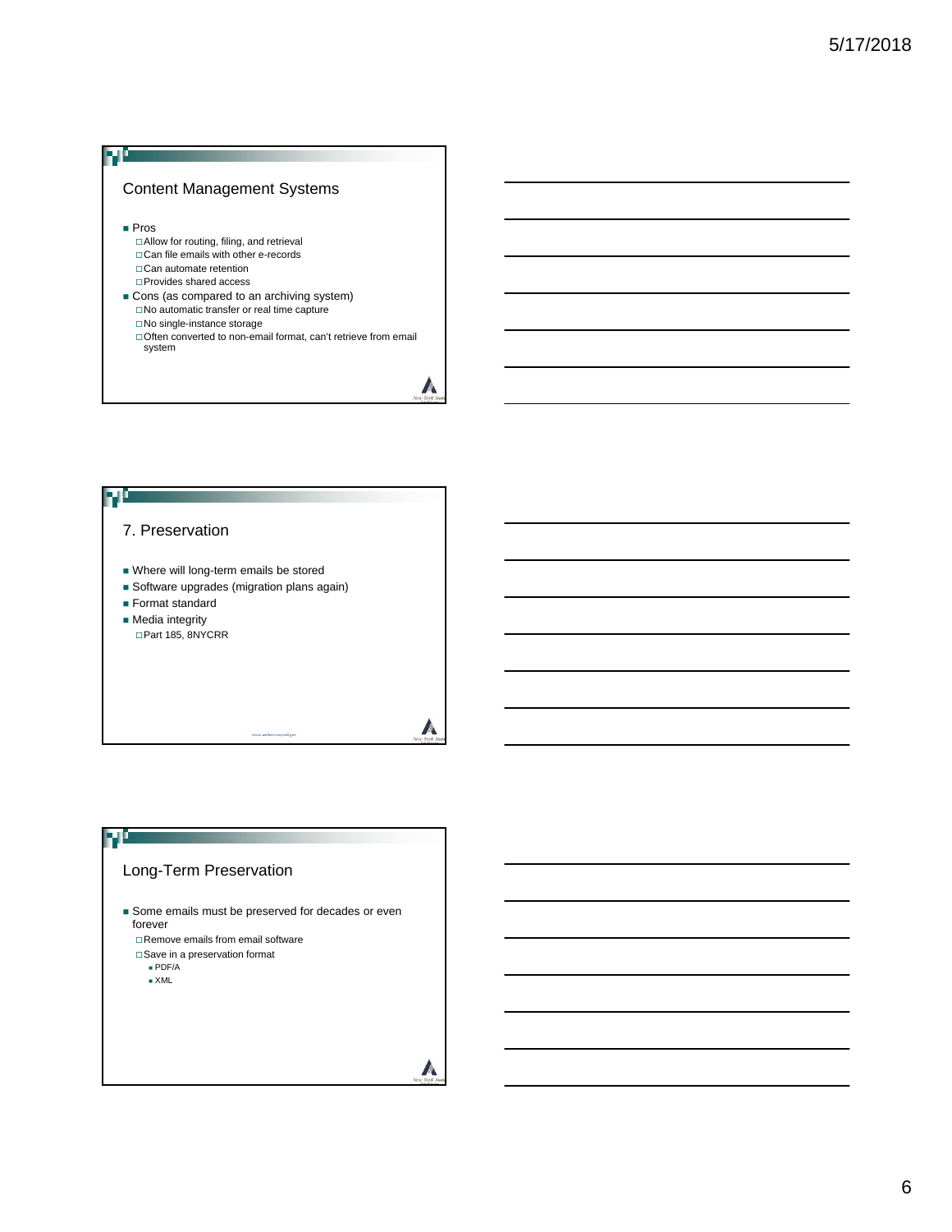## Content Management Systems

- Pros
  - Allow for routing, filing, and retrieval
  - Can file emails with other e-records
  - Can automate retention
  - Provides shared access
- Cons (as compared to an archiving system)
  - No automatic transfer or real time capture
  - No single-instance storage
  - Often converted to non-email format, can't retrieve from email system

## 7. Preservation

- Where will long-term emails be stored
- Software upgrades (migration plans again)
- Format standard
- Media integrity
  - Part 185, 8NYCRR

## Long-Term Preservation

- Some emails must be preserved for decades or even forever
  - Remove emails from email software
  - Save in a preservation format
    - PDF/A
    - XML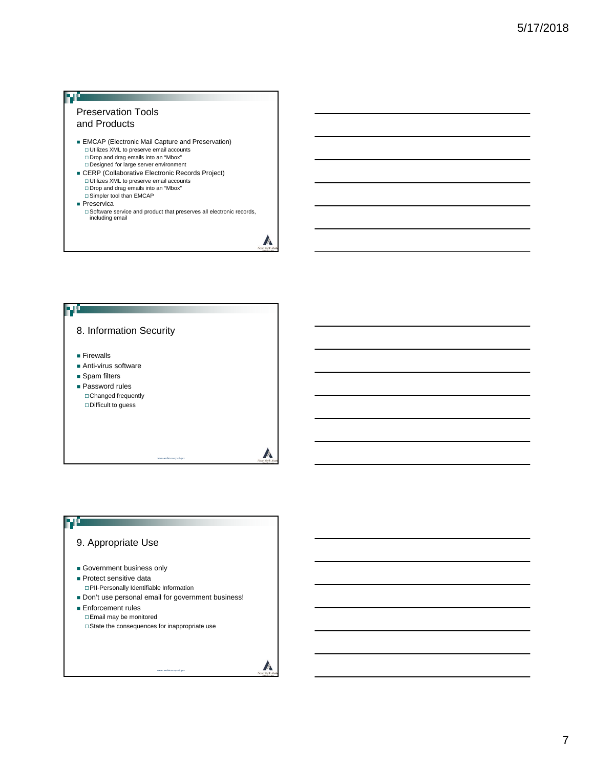## Preservation Tools and Products

- EMCAP (Electronic Mail Capture and Preservation)
  - Utilizes XML to preserve email accounts
  - Drop and drag emails into an "Mbox"
  - Designed for large server environment
- CERP (Collaborative Electronic Records Project)
  - Utilizes XML to preserve email accounts
  - Drop and drag emails into an "Mbox"
  - Simpler tool than EMCAP
- Preservica
  - Software service and product that preserves all electronic records, including email

## 8. Information Security

- Firewalls
- Anti-virus software
- Spam filters
- Password rules
  - Changed frequently
  - Difficult to guess

## 9. Appropriate Use

- Government business only
- Protect sensitive data
  - PII-Personally Identifiable Information
- Don't use personal email for government business!
- Enforcement rules
  - Email may be monitored
  - State the consequences for inappropriate use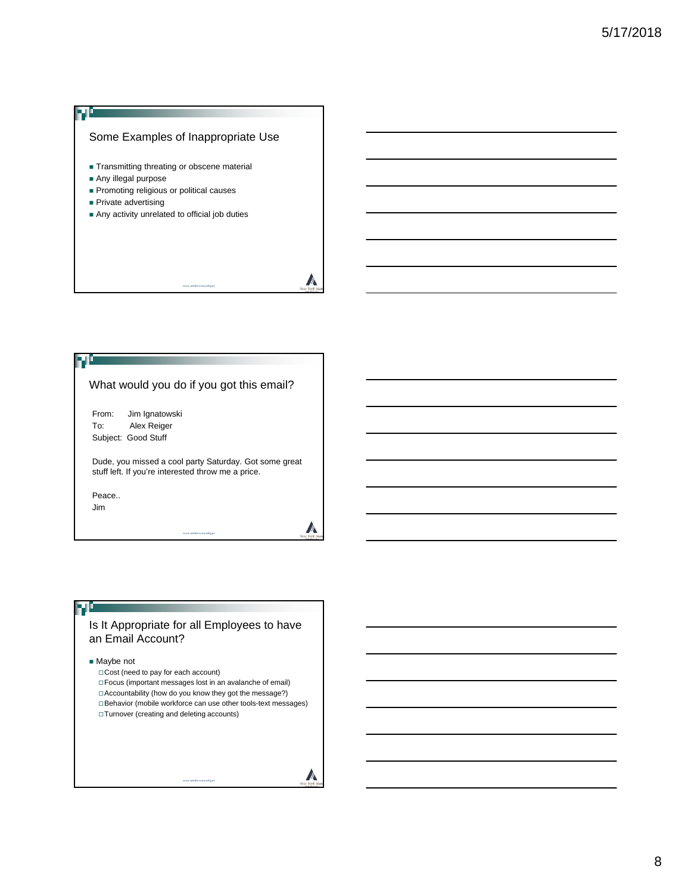## Some Examples of Inappropriate Use

- Transmitting threating or obscene material
- Any illegal purpose
- Promoting religious or political causes
- Private advertising
- Any activity unrelated to official job duties

## What would you do if you got this email?

From: Jim Ignatowski
To: Alex Reiger
Subject: Good Stuff

Dude, you missed a cool party Saturday. Got some great stuff left. If you're interested throw me a price.

Peace..
Jim

## Is It Appropriate for all Employees to have an Email Account?

- Maybe not
  - Cost (need to pay for each account)
  - Focus (important messages lost in an avalanche of email)
  - Accountability (how do you know they got the message?)
  - Behavior (mobile workforce can use other tools-text messages)
  - Turnover (creating and deleting accounts)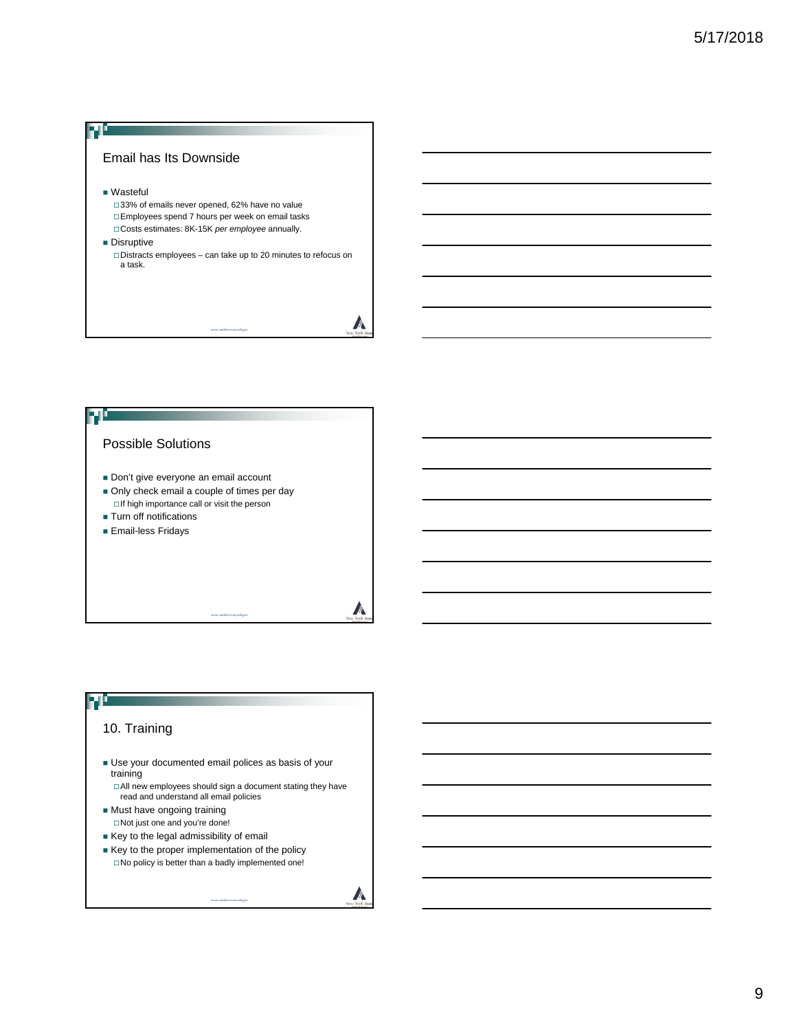## Email has Its Downside

- Wasteful
  - 33% of emails never opened, 62% have no value
  - Employees spend 7 hours per week on email tasks
  - Costs estimates: 8K-15K *per employee* annually.
- Disruptive
  - Distracts employees – can take up to 20 minutes to refocus on a task.

## Possible Solutions

- Don't give everyone an email account
- Only check email a couple of times per day
  - If high importance call or visit the person
- Turn off notifications
- Email-less Fridays

## 10. Training

- Use your documented email polices as basis of your training
  - All new employees should sign a document stating they have read and understand all email policies
- Must have ongoing training
  - Not just one and you're done!
- Key to the legal admissibility of email
- Key to the proper implementation of the policy
  - No policy is better than a badly implemented one!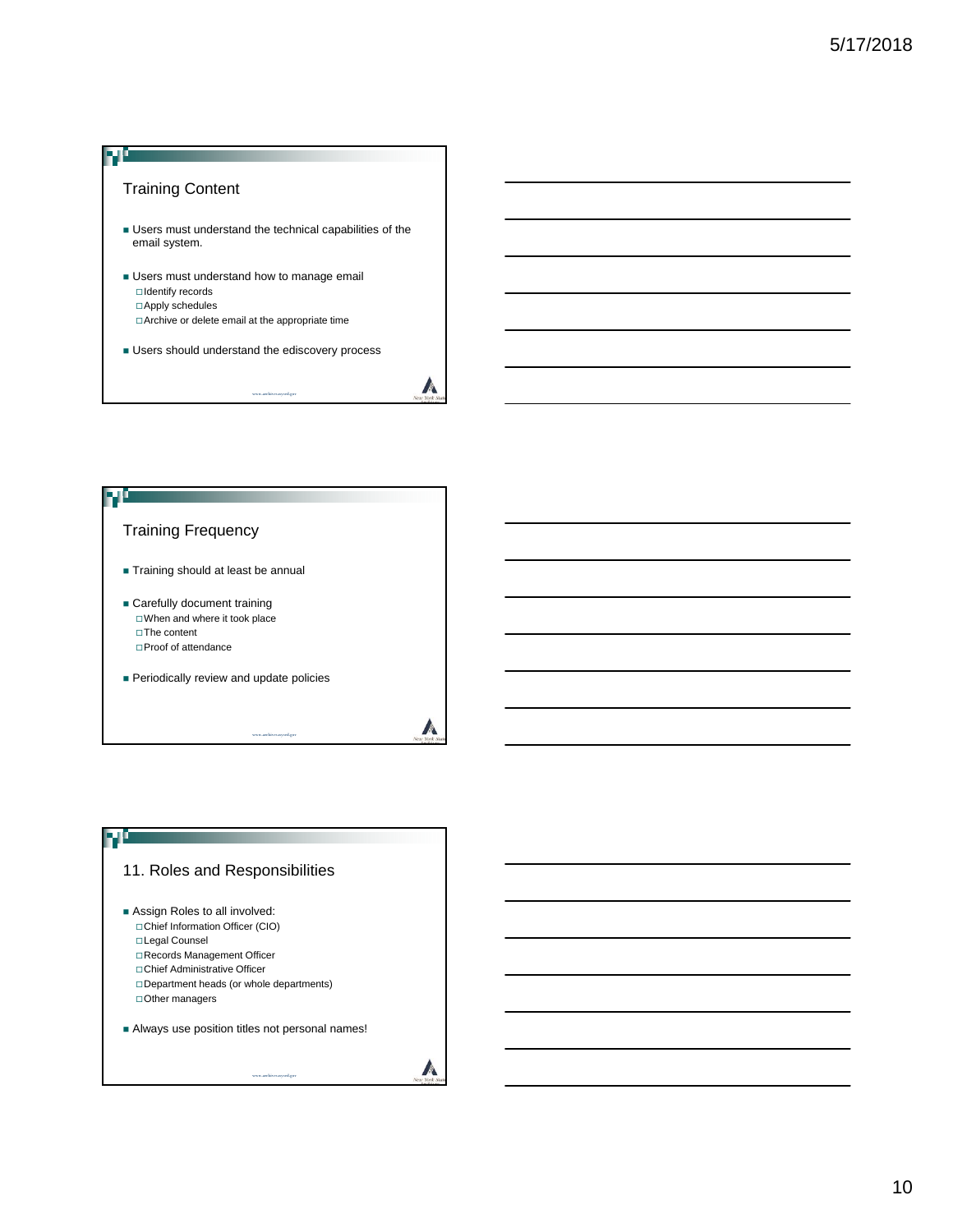## Training Content

- Users must understand the technical capabilities of the email system.
- Users must understand how to manage email
  - Identify records
  - Apply schedules
  - Archive or delete email at the appropriate time
- Users should understand the ediscovery process

## Training Frequency

- Training should at least be annual
- Carefully document training
  - When and where it took place
  - The content
  - Proof of attendance
- Periodically review and update policies

## 11. Roles and Responsibilities

- Assign Roles to all involved:
  - Chief Information Officer (CIO)
  - Legal Counsel
  - Records Management Officer
  - Chief Administrative Officer
  - Department heads (or whole departments)
  - Other managers
- Always use position titles not personal names!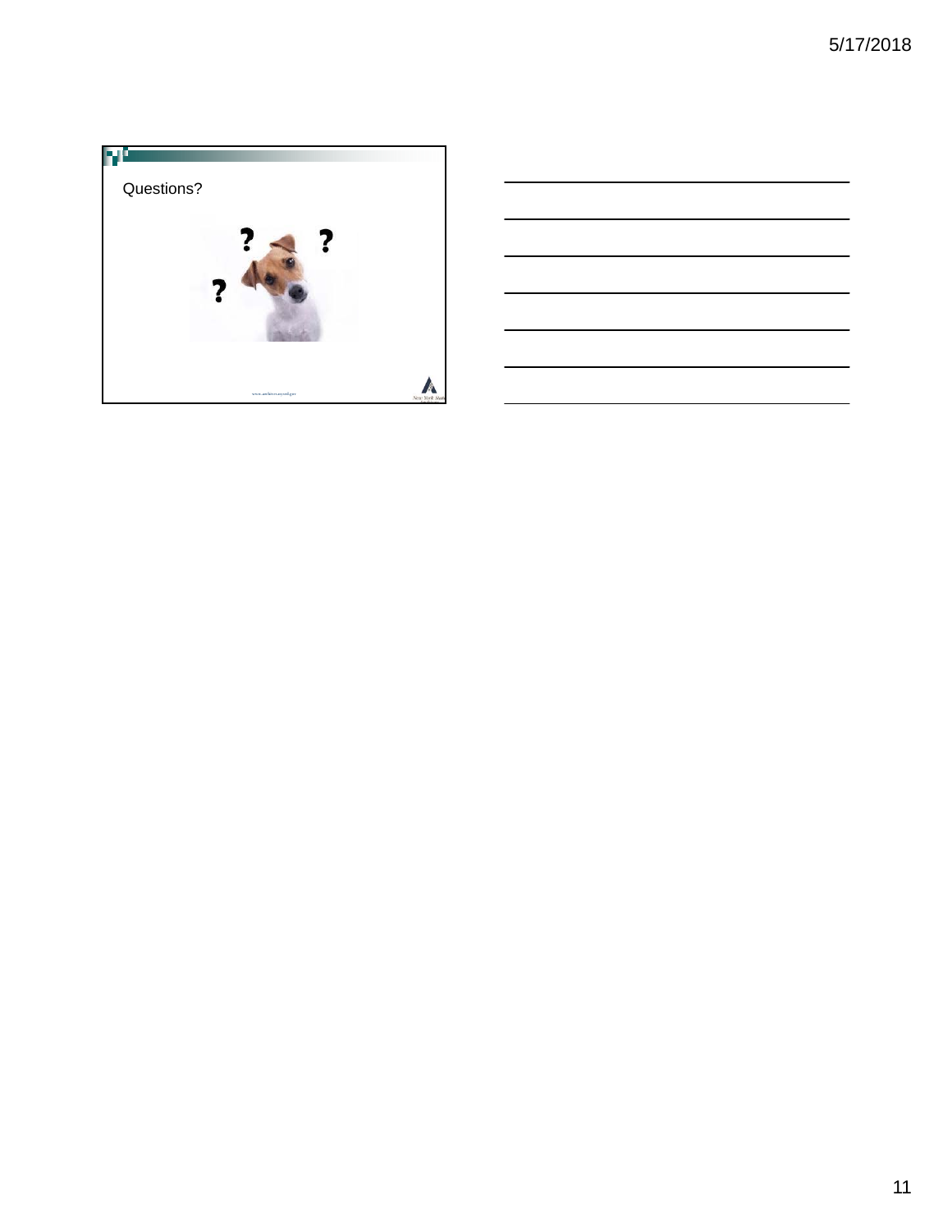Questions?

www.archives.nysed.gov